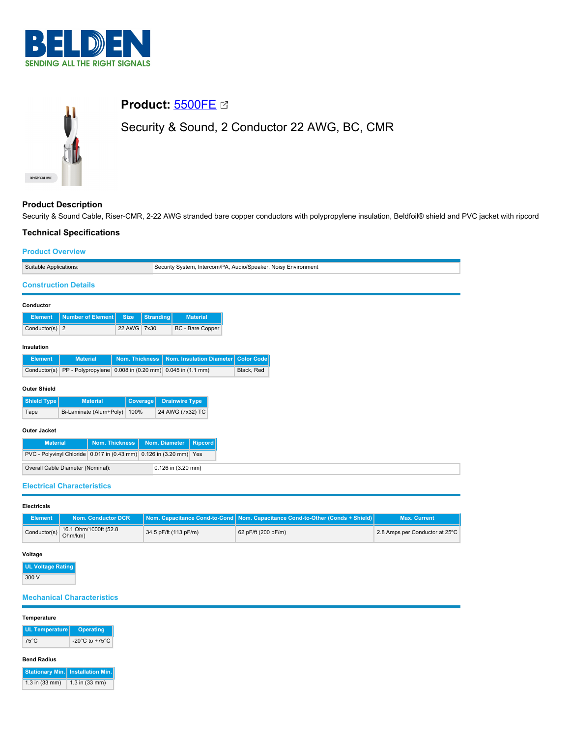BELDEN
SENDING ALL THE RIGHT SIGNALS

# Product: 5500FE

Security & Sound, 2 Conductor 22 AWG, BC, CMR

## Product Description

Security & Sound Cable, Riser-CMR, 2-22 AWG stranded bare copper conductors with polypropylene insulation, Beldfoil® shield and PVC jacket with ripcord

## Technical Specifications

### Product Overview

| Suitable Applications: | Security System, Intercom/PA, Audio/Speaker, Noisy Environment |
|---|---|

### Construction Details

**Conductor**

| Element | Number of Element | Size | Stranding | Material |
|---|---|---|---|---|
| Conductor(s) | 2 | 22 AWG | 7x30 | BC - Bare Copper |

**Insulation**

| Element | Material | Nom. Thickness | Nom. Insulation Diameter | Color Code |
|---|---|---|---|---|
| Conductor(s) | PP - Polypropylene | 0.008 in (0.20 mm) | 0.045 in (1.1 mm) | Black, Red |

**Outer Shield**

| Shield Type | Material | Coverage | Drainwire Type |
|---|---|---|---|
| Tape | Bi-Laminate (Alum+Poly) | 100% | 24 AWG (7x32) TC |

**Outer Jacket**

| Material | Nom. Thickness | Nom. Diameter | Ripcord |
|---|---|---|---|
| PVC - Polyvinyl Chloride | 0.017 in (0.43 mm) | 0.126 in (3.20 mm) | Yes |

| Overall Cable Diameter (Nominal): | 0.126 in (3.20 mm) |
|---|---|

### Electrical Characteristics

**Electricals**

| Element | Nom. Conductor DCR | Nom. Capacitance Cond-to-Cond | Nom. Capacitance Cond-to-Other (Conds + Shield) | Max. Current |
|---|---|---|---|---|
| Conductor(s) | 16.1 Ohm/1000ft (52.8 Ohm/km) | 34.5 pF/ft (113 pF/m) | 62 pF/ft (200 pF/m) | 2.8 Amps per Conductor at 25°C |

**Voltage**

| UL Voltage Rating |
|---|
| 300 V |

### Mechanical Characteristics

**Temperature**

| UL Temperature | Operating |
|---|---|
| 75°C | -20°C to +75°C |

**Bend Radius**

| Stationary Min. | Installation Min. |
|---|---|
| 1.3 in (33 mm) | 1.3 in (33 mm) |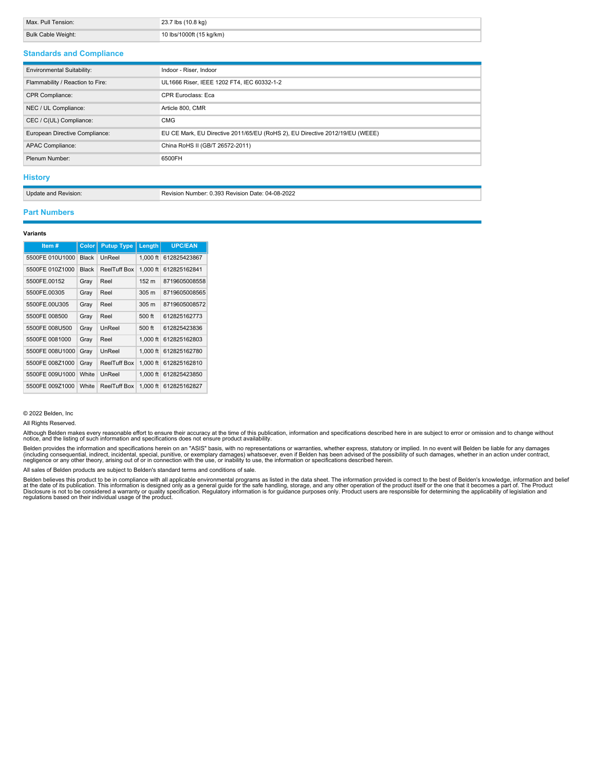| | |
|---|---|
| Max. Pull Tension: | 23.7 lbs (10.8 kg) |
| Bulk Cable Weight: | 10 lbs/1000ft (15 kg/km) |

## Standards and Compliance

| | |
|---|---|
| Environmental Suitability: | Indoor - Riser, Indoor |
| Flammability / Reaction to Fire: | UL1666 Riser, IEEE 1202 FT4, IEC 60332-1-2 |
| CPR Compliance: | CPR Euroclass: Eca |
| NEC / UL Compliance: | Article 800, CMR |
| CEC / C(UL) Compliance: | CMG |
| European Directive Compliance: | EU CE Mark, EU Directive 2011/65/EU (RoHS 2), EU Directive 2012/19/EU (WEEE) |
| APAC Compliance: | China RoHS II (GB/T 26572-2011) |
| Plenum Number: | 6500FH |

## History

| | |
|---|---|
| Update and Revision: | Revision Number: 0.393 Revision Date: 04-08-2022 |

## Part Numbers

**Variants**

| Item # | Color | Putup Type | Length | UPC/EAN |
|---|---|---|---|---|
| 5500FE 010U1000 | Black | UnReel | 1,000 ft | 612825423867 |
| 5500FE 010Z1000 | Black | ReelTuff Box | 1,000 ft | 612825162841 |
| 5500FE.00152 | Gray | Reel | 152 m | 8719605008558 |
| 5500FE.00305 | Gray | Reel | 305 m | 8719605008565 |
| 5500FE.00U305 | Gray | Reel | 305 m | 8719605008572 |
| 5500FE 008500 | Gray | Reel | 500 ft | 612825162773 |
| 5500FE 008U500 | Gray | UnReel | 500 ft | 612825423836 |
| 5500FE 0081000 | Gray | Reel | 1,000 ft | 612825162803 |
| 5500FE 008U1000 | Gray | UnReel | 1,000 ft | 612825162780 |
| 5500FE 008Z1000 | Gray | ReelTuff Box | 1,000 ft | 612825162810 |
| 5500FE 009U1000 | White | UnReel | 1,000 ft | 612825423850 |
| 5500FE 009Z1000 | White | ReelTuff Box | 1,000 ft | 612825162827 |

© 2022 Belden, Inc

All Rights Reserved.

Although Belden makes every reasonable effort to ensure their accuracy at the time of this publication, information and specifications described here in are subject to error or omission and to change without notice, and the listing of such information and specifications does not ensure product availability.

Belden provides the information and specifications herein on an "ASIS" basis, with no representations or warranties, whether express, statutory or implied. In no event will Belden be liable for any damages (including consequential, indirect, incidental, special, punitive, or exemplary damages) whatsoever, even if Belden has been advised of the possibility of such damages, whether in an action under contract, negligence or any other theory, arising out of or in connection with the use, or inability to use, the information or specifications described herein.

All sales of Belden products are subject to Belden's standard terms and conditions of sale.

Belden believes this product to be in compliance with all applicable environmental programs as listed in the data sheet. The information provided is correct to the best of Belden's knowledge, information and belief at the date of its publication. This information is designed only as a general guide for the safe handling, storage, and any other operation of the product itself or the one that it becomes a part of. The Product Disclosure is not to be considered a warranty or quality specification. Regulatory information is for guidance purposes only. Product users are responsible for determining the applicability of legislation and regulations based on their individual usage of the product.